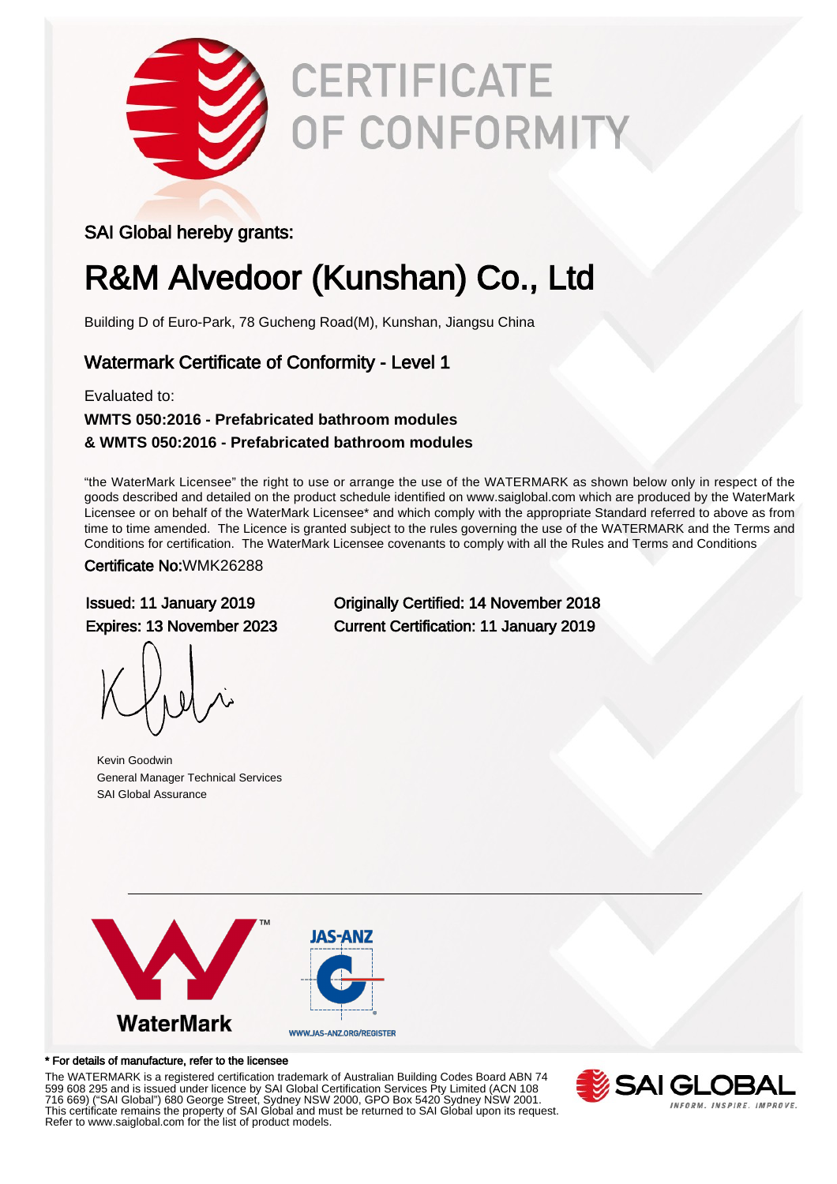# CERTIFICATE OF CONFORMITY

SAI Global hereby grants:

## R&M Alvedoor (Kunshan) Co., Ltd

Building D of Euro-Park, 78 Gucheng Road(M), Kunshan, Jiangsu China

### Watermark Certificate of Conformity - Level 1

Evaluated to:

**WMTS 050:2016 - Prefabricated bathroom modules**
**& WMTS 050:2016 - Prefabricated bathroom modules**

"the WaterMark Licensee" the right to use or arrange the use of the WATERMARK as shown below only in respect of the goods described and detailed on the product schedule identified on www.saiglobal.com which are produced by the WaterMark Licensee or on behalf of the WaterMark Licensee* and which comply with the appropriate Standard referred to above as from time to time amended. The Licence is granted subject to the rules governing the use of the WATERMARK and the Terms and Conditions for certification. The WaterMark Licensee covenants to comply with all the Rules and Terms and Conditions

Certificate No:WMK26288

Issued: 11 January 2019
Expires: 13 November 2023

Originally Certified: 14 November 2018
Current Certification: 11 January 2019

Kevin Goodwin
General Manager Technical Services
SAI Global Assurance

WaterMark

JAS-ANZ
WWW.JAS-ANZ.ORG/REGISTER

\* For details of manufacture, refer to the licensee

The WATERMARK is a registered certification trademark of Australian Building Codes Board ABN 74 599 608 295 and is issued under licence by SAI Global Certification Services Pty Limited (ACN 108 716 669) ("SAI Global") 680 George Street, Sydney NSW 2000, GPO Box 5420 Sydney NSW 2001. This certificate remains the property of SAI Global and must be returned to SAI Global upon its request. Refer to www.saiglobal.com for the list of product models.

SAI GLOBAL
INFORM. INSPIRE. IMPROVE.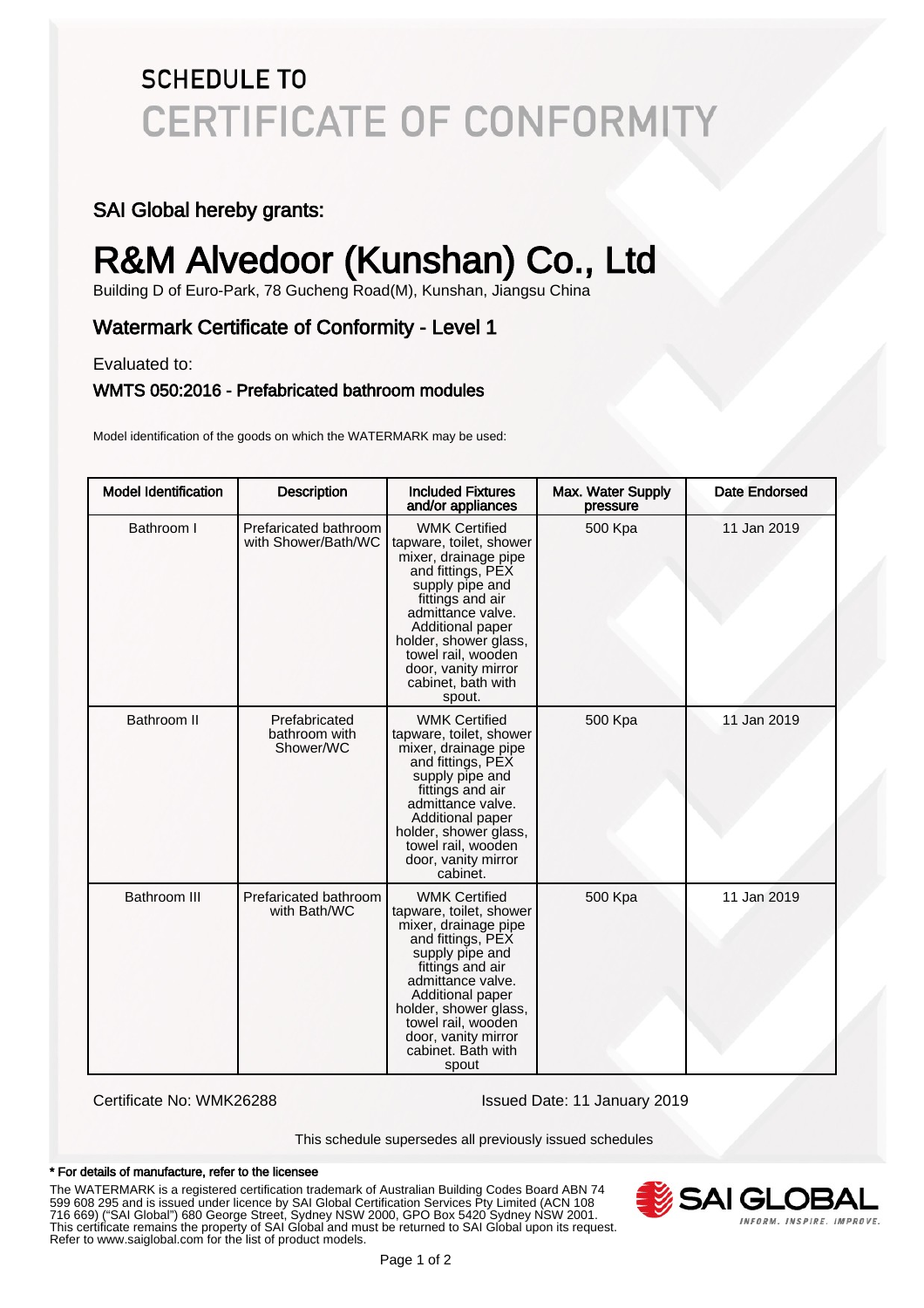# SCHEDULE TO
# CERTIFICATE OF CONFORMITY

## SAI Global hereby grants:

# R&M Alvedoor (Kunshan) Co., Ltd

Building D of Euro-Park, 78 Gucheng Road(M), Kunshan, Jiangsu China

## Watermark Certificate of Conformity - Level 1

Evaluated to:

### WMTS 050:2016 - Prefabricated bathroom modules

Model identification of the goods on which the WATERMARK may be used:

| Model Identification | Description | Included Fixtures and/or appliances | Max. Water Supply pressure | Date Endorsed |
|---|---|---|---|---|
| Bathroom I | Prefaricated bathroom with Shower/Bath/WC | WMK Certified tapware, toilet, shower mixer, drainage pipe and fittings, PEX supply pipe and fittings and air admittance valve. Additional paper holder, shower glass, towel rail, wooden door, vanity mirror cabinet, bath with spout. | 500 Kpa | 11 Jan 2019 |
| Bathroom II | Prefabricated bathroom with Shower/WC | WMK Certified tapware, toilet, shower mixer, drainage pipe and fittings, PEX supply pipe and fittings and air admittance valve. Additional paper holder, shower glass, towel rail, wooden door, vanity mirror cabinet. | 500 Kpa | 11 Jan 2019 |
| Bathroom III | Prefaricated bathroom with Bath/WC | WMK Certified tapware, toilet, shower mixer, drainage pipe and fittings, PEX supply pipe and fittings and air admittance valve. Additional paper holder, shower glass, towel rail, wooden door, vanity mirror cabinet. Bath with spout | 500 Kpa | 11 Jan 2019 |

Certificate No: WMK26288

Issued Date: 11 January 2019

This schedule supersedes all previously issued schedules

**\* For details of manufacture, refer to the licensee**

The WATERMARK is a registered certification trademark of Australian Building Codes Board ABN 74 599 608 295 and is issued under licence by SAI Global Certification Services Pty Limited (ACN 108 716 669) ("SAI Global") 680 George Street, Sydney NSW 2000, GPO Box 5420 Sydney NSW 2001. This certificate remains the property of SAI Global and must be returned to SAI Global upon its request. Refer to www.saiglobal.com for the list of product models.

SAI GLOBAL
INFORM. INSPIRE. IMPROVE.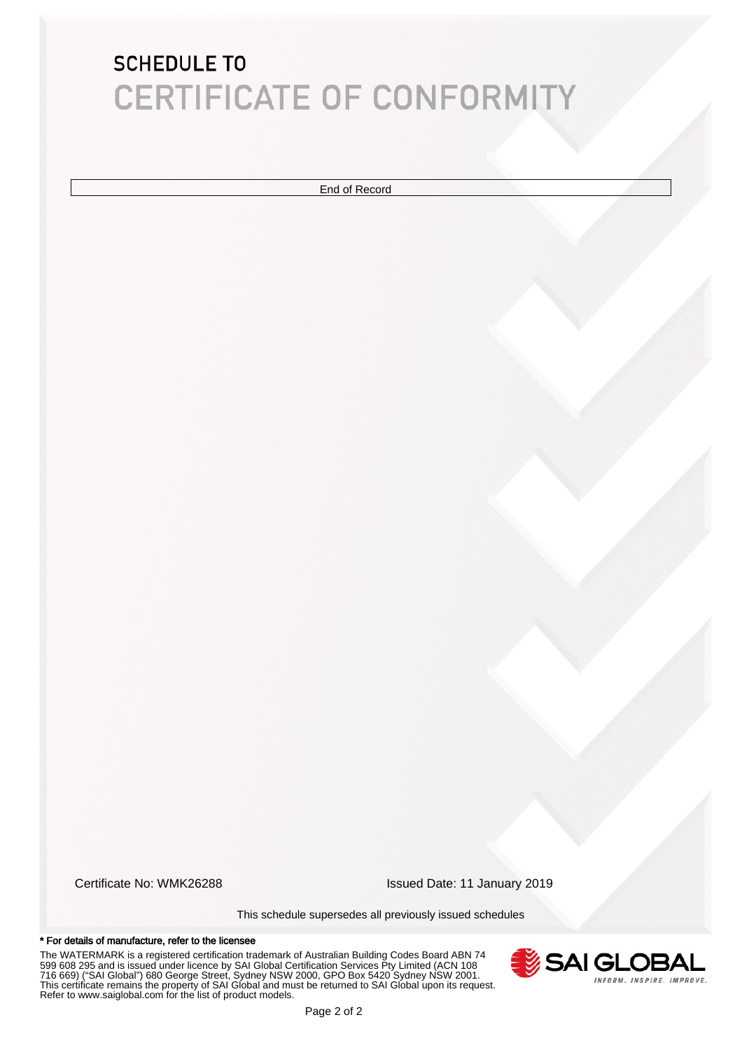# SCHEDULE TO
# CERTIFICATE OF CONFORMITY

| End of Record |
|---|

Certificate No: WMK26288

Issued Date: 11 January 2019

This schedule supersedes all previously issued schedules

* For details of manufacture, refer to the licensee

The WATERMARK is a registered certification trademark of Australian Building Codes Board ABN 74 599 608 295 and is issued under licence by SAI Global Certification Services Pty Limited (ACN 108 716 669) ("SAI Global") 680 George Street, Sydney NSW 2000, GPO Box 5420 Sydney NSW 2001. This certificate remains the property of SAI Global and must be returned to SAI Global upon its request. Refer to www.saiglobal.com for the list of product models.

SAI GLOBAL
INFORM. INSPIRE. IMPROVE.